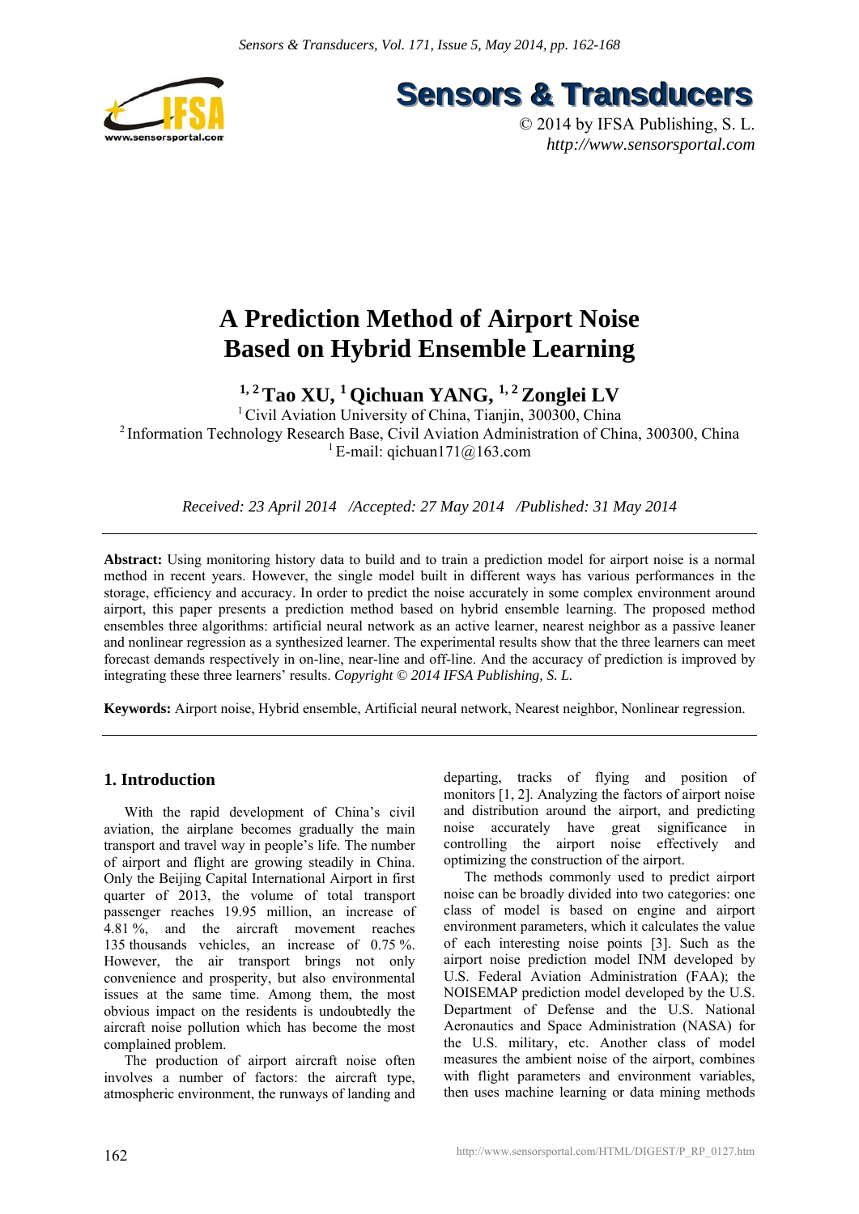# A Prediction Method of Airport Noise Based on Hybrid Ensemble Learning

[1, 2] **Tao XU,** [1] **Qichuan YANG,** [1, 2] **Zonglei LV**

[1] Civil Aviation University of China, Tianjin, 300300, China
[2] Information Technology Research Base, Civil Aviation Administration of China, 300300, China
[1] E-mail: qichuan171@163.com

*Received: 23 April 2014 /Accepted: 27 May 2014 /Published: 31 May 2014*

---

**Abstract:** Using monitoring history data to build and to train a prediction model for airport noise is a normal method in recent years. However, the single model built in different ways has various performances in the storage, efficiency and accuracy. In order to predict the noise accurately in some complex environment around airport, this paper presents a prediction method based on hybrid ensemble learning. The proposed method ensembles three algorithms: artificial neural network as an active learner, nearest neighbor as a passive leaner and nonlinear regression as a synthesized learner. The experimental results show that the three learners can meet forecast demands respectively in on-line, near-line and off-line. And the accuracy of prediction is improved by integrating these three learners' results. *Copyright © 2014 IFSA Publishing, S. L.*

**Keywords:** Airport noise, Hybrid ensemble, Artificial neural network, Nearest neighbor, Nonlinear regression.

---

## 1. Introduction

With the rapid development of China's civil aviation, the airplane becomes gradually the main transport and travel way in people's life. The number of airport and flight are growing steadily in China. Only the Beijing Capital International Airport in first quarter of 2013, the volume of total transport passenger reaches 19.95 million, an increase of 4.81 %, and the aircraft movement reaches 135 thousands vehicles, an increase of 0.75 %. However, the air transport brings not only convenience and prosperity, but also environmental issues at the same time. Among them, the most obvious impact on the residents is undoubtedly the aircraft noise pollution which has become the most complained problem.

The production of airport aircraft noise often involves a number of factors: the aircraft type, atmospheric environment, the runways of landing and departing, tracks of flying and position of monitors [1, 2]. Analyzing the factors of airport noise and distribution around the airport, and predicting noise accurately have great significance in controlling the airport noise effectively and optimizing the construction of the airport.

The methods commonly used to predict airport noise can be broadly divided into two categories: one class of model is based on engine and airport environment parameters, which it calculates the value of each interesting noise points [3]. Such as the airport noise prediction model INM developed by U.S. Federal Aviation Administration (FAA); the NOISEMAP prediction model developed by the U.S. Department of Defense and the U.S. National Aeronautics and Space Administration (NASA) for the U.S. military, etc. Another class of model measures the ambient noise of the airport, combines with flight parameters and environment variables, then uses machine learning or data mining methods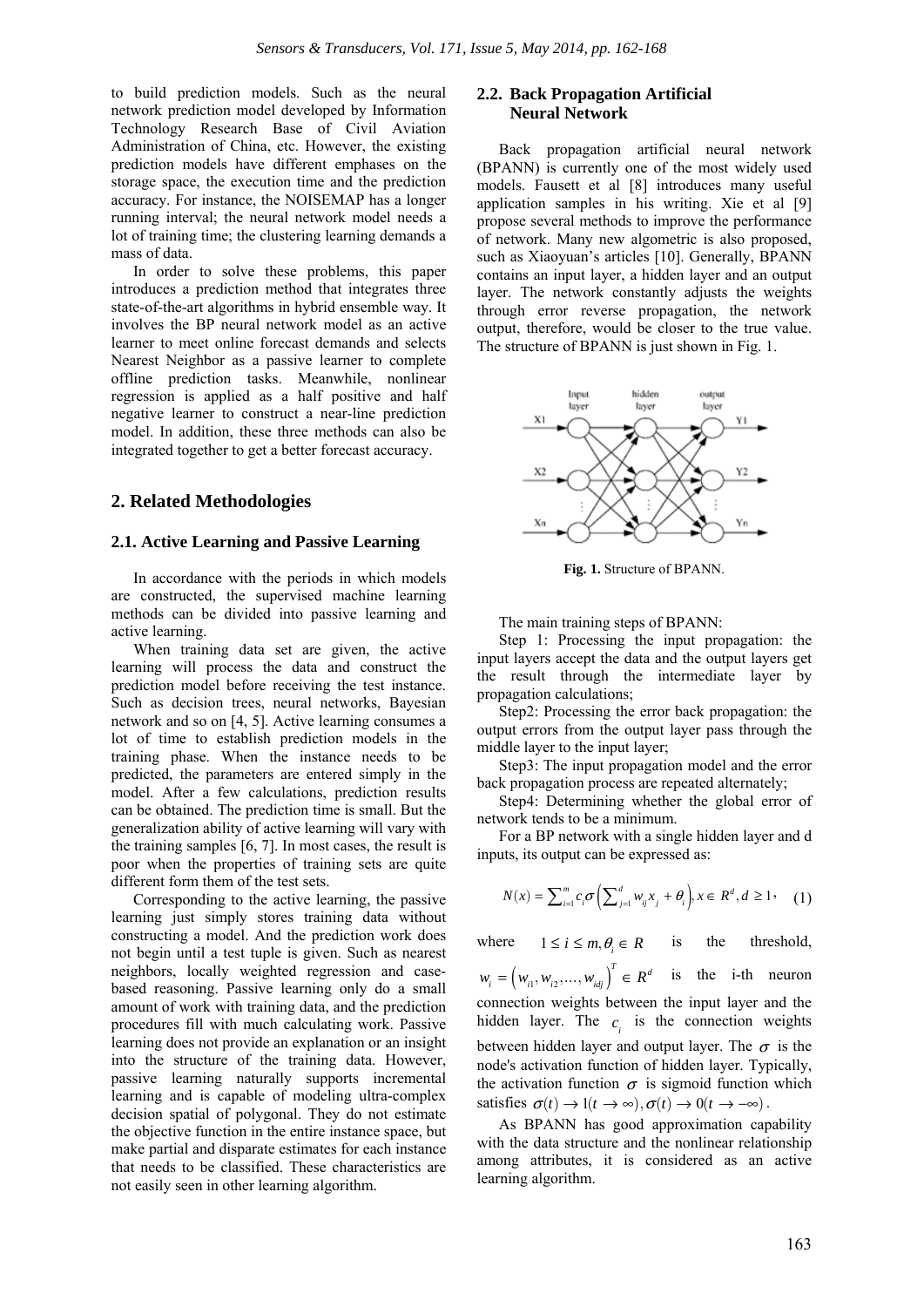to build prediction models. Such as the neural network prediction model developed by Information Technology Research Base of Civil Aviation Administration of China, etc. However, the existing prediction models have different emphases on the storage space, the execution time and the prediction accuracy. For instance, the NOISEMAP has a longer running interval; the neural network model needs a lot of training time; the clustering learning demands a mass of data.

In order to solve these problems, this paper introduces a prediction method that integrates three state-of-the-art algorithms in hybrid ensemble way. It involves the BP neural network model as an active learner to meet online forecast demands and selects Nearest Neighbor as a passive learner to complete offline prediction tasks. Meanwhile, nonlinear regression is applied as a half positive and half negative learner to construct a near-line prediction model. In addition, these three methods can also be integrated together to get a better forecast accuracy.

## 2. Related Methodologies

### 2.1. Active Learning and Passive Learning

In accordance with the periods in which models are constructed, the supervised machine learning methods can be divided into passive learning and active learning.

When training data set are given, the active learning will process the data and construct the prediction model before receiving the test instance. Such as decision trees, neural networks, Bayesian network and so on [4, 5]. Active learning consumes a lot of time to establish prediction models in the training phase. When the instance needs to be predicted, the parameters are entered simply in the model. After a few calculations, prediction results can be obtained. The prediction time is small. But the generalization ability of active learning will vary with the training samples [6, 7]. In most cases, the result is poor when the properties of training sets are quite different form them of the test sets.

Corresponding to the active learning, the passive learning just simply stores training data without constructing a model. And the prediction work does not begin until a test tuple is given. Such as nearest neighbors, locally weighted regression and case-based reasoning. Passive learning only do a small amount of work with training data, and the prediction procedures fill with much calculating work. Passive learning does not provide an explanation or an insight into the structure of the training data. However, passive learning naturally supports incremental learning and is capable of modeling ultra-complex decision spatial of polygonal. They do not estimate the objective function in the entire instance space, but make partial and disparate estimates for each instance that needs to be classified. These characteristics are not easily seen in other learning algorithm.

### 2.2. Back Propagation Artificial Neural Network

Back propagation artificial neural network (BPANN) is currently one of the most widely used models. Fausett et al [8] introduces many useful application samples in his writing. Xie et al [9] propose several methods to improve the performance of network. Many new algometric is also proposed, such as Xiaoyuan's articles [10]. Generally, BPANN contains an input layer, a hidden layer and an output layer. The network constantly adjusts the weights through error reverse propagation, the network output, therefore, would be closer to the true value. The structure of BPANN is just shown in Fig. 1.

**Fig. 1.** Structure of BPANN.

The main training steps of BPANN:

Step 1: Processing the input propagation: the input layers accept the data and the output layers get the result through the intermediate layer by propagation calculations;

Step2: Processing the error back propagation: the output errors from the output layer pass through the middle layer to the input layer;

Step3: The input propagation model and the error back propagation process are repeated alternately;

Step4: Determining whether the global error of network tends to be a minimum.

For a BP network with a single hidden layer and d inputs, its output can be expressed as:

$$N(x) = \sum_{i=1}^{m} c_i \sigma\left(\sum_{j=1}^{d} w_{ij} x_j + \theta_i\right), x \in R^d, d \geq 1, \quad (1)$$

where $1 \leq i \leq m, \theta_i \in R$ is the threshold, $w_i = \left(w_{i1}, w_{i2}, \ldots, w_{idj}\right)^T \in R^d$ is the i-th neuron connection weights between the input layer and the hidden layer. The $c_i$ is the connection weights between hidden layer and output layer. The $\sigma$ is the node's activation function of hidden layer. Typically, the activation function $\sigma$ is sigmoid function which satisfies $\sigma(t) \to 1(t \to \infty), \sigma(t) \to 0(t \to -\infty)$.

As BPANN has good approximation capability with the data structure and the nonlinear relationship among attributes, it is considered as an active learning algorithm.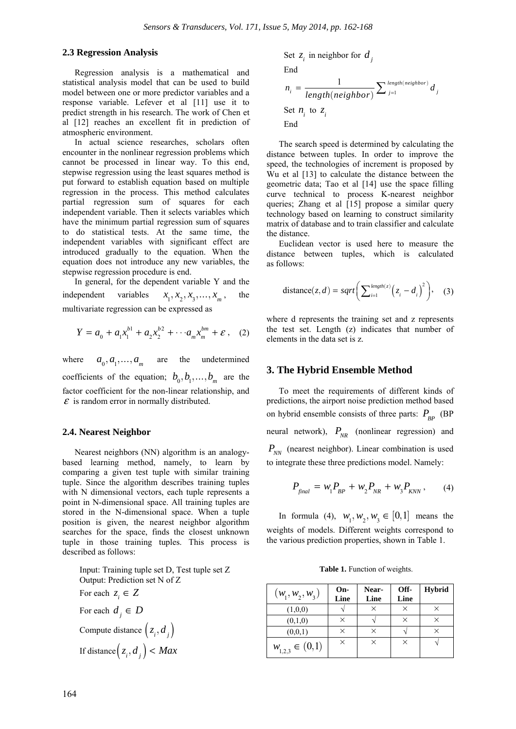### 2.3 Regression Analysis

Regression analysis is a mathematical and statistical analysis model that can be used to build model between one or more predictor variables and a response variable. Lefever et al [11] use it to predict strength in his research. The work of Chen et al [12] reaches an excellent fit in prediction of atmospheric environment.

In actual science researches, scholars often encounter in the nonlinear regression problems which cannot be processed in linear way. To this end, stepwise regression using the least squares method is put forward to establish equation based on multiple regression in the process. This method calculates partial regression sum of squares for each independent variable. Then it selects variables which have the minimum partial regression sum of squares to do statistical tests. At the same time, the independent variables with significant effect are introduced gradually to the equation. When the equation does not introduce any new variables, the stepwise regression procedure is end.

In general, for the dependent variable Y and the independent variables $x_1, x_2, x_3, \ldots, x_m$, the multivariate regression can be expressed as

$$Y = a_0 + a_1 x_1^{b1} + a_2 x_2^{b2} + \cdots a_m x_m^{bm} + \varepsilon, \quad (2)$$

where $a_0, a_1, \ldots, a_m$ are the undetermined coefficients of the equation; $b_0, b_1, \ldots, b_m$ are the factor coefficient for the non-linear relationship, and $\varepsilon$ is random error in normally distributed.

### 2.4. Nearest Neighbor

Nearest neighbors (NN) algorithm is an analogy-based learning method, namely, to learn by comparing a given test tuple with similar training tuple. Since the algorithm describes training tuples with N dimensional vectors, each tuple represents a point in N-dimensional space. All training tuples are stored in the N-dimensional space. When a tuple position is given, the nearest neighbor algorithm searches for the space, finds the closest unknown tuple in those training tuples. This process is described as follows:

Input: Training tuple set D, Test tuple set Z  
Output: Prediction set N of Z  
For each $z_i \in Z$  
For each $d_j \in D$  
Compute distance $\left(z_i, d_j\right)$  
If distance$\left(z_i, d_j\right) < Max$  
Set $z_i$ in neighbor for $d_j$  
End

$$n_i = \frac{1}{length(neighbor)} \sum_{j=1}^{length(neighbor)} d_j$$

Set $n_i$ to $z_i$  
End

The search speed is determined by calculating the distance between tuples. In order to improve the speed, the technologies of increment is proposed by Wu et al [13] to calculate the distance between the geometric data; Tao et al [14] use the space filling curve technical to process K-nearest neighbor queries; Zhang et al [15] propose a similar query technology based on learning to construct similarity matrix of database and to train classifier and calculate the distance.

Euclidean vector is used here to measure the distance between tuples, which is calculated as follows:

$$\text{distance}(z, d) = sqrt\left(\sum_{i=1}^{length(z)} \left(z_i - d_i\right)^2\right), \quad (3)$$

where d represents the training set and z represents the test set. Length (z) indicates that number of elements in the data set is z.

## 3. The Hybrid Ensemble Method

To meet the requirements of different kinds of predictions, the airport noise prediction method based on hybrid ensemble consists of three parts: $P_{BP}$ (BP neural network), $P_{NR}$ (nonlinear regression) and $P_{NN}$ (nearest neighbor). Linear combination is used to integrate these three predictions model. Namely:

$$P_{final} = w_1 P_{BP} + w_2 P_{NR} + w_3 P_{KNN}, \quad (4)$$

In formula (4), $w_1, w_2, w_3 \in [0,1]$ means the weights of models. Different weights correspond to the various prediction properties, shown in Table 1.

**Table 1.** Function of weights.

| $(w_1, w_2, w_3)$ | On-Line | Near-Line | Off-Line | Hybrid |
|---|---|---|---|---|
| (1,0,0) | √ | × | × | × |
| (0,1,0) | × | √ | × | × |
| (0,0,1) | × | × | √ | × |
| $w_{1,2,3} \in (0,1)$ | × | × | × | √ |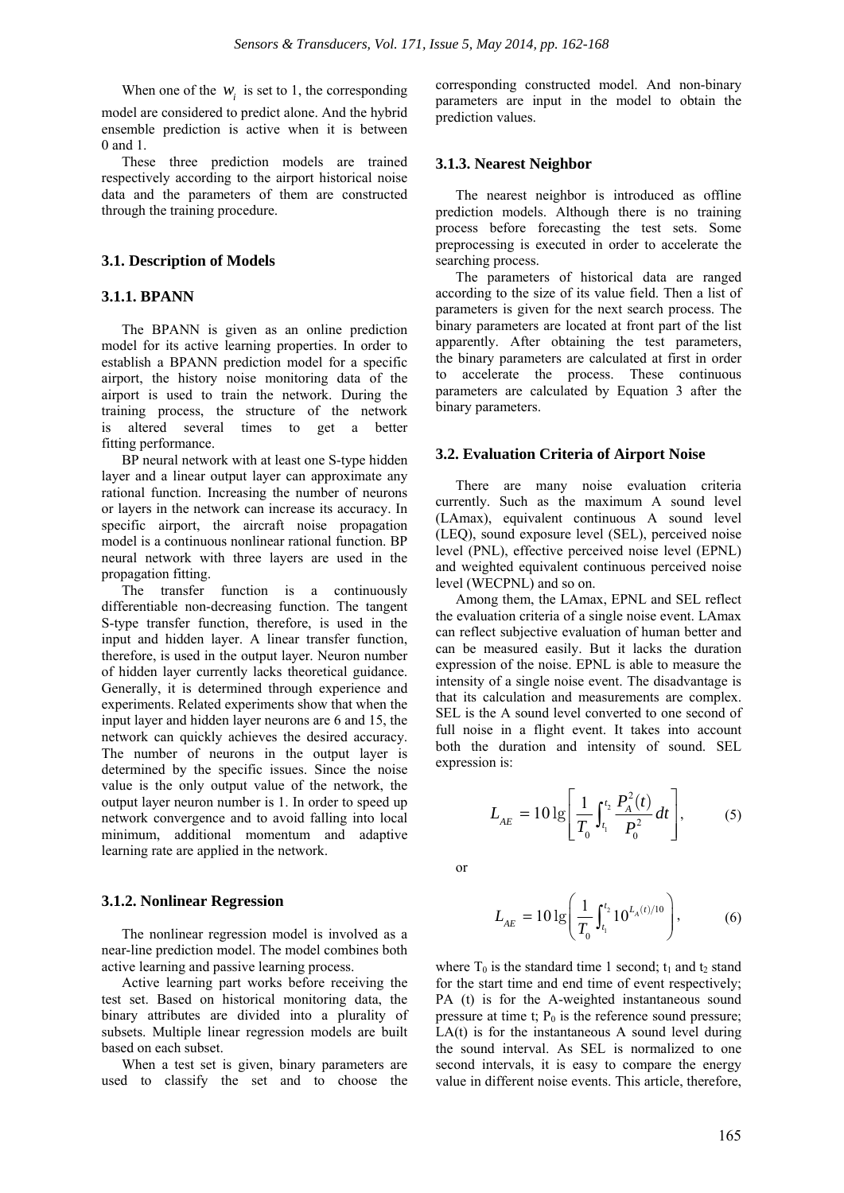When one of the $w_i$ is set to 1, the corresponding model are considered to predict alone. And the hybrid ensemble prediction is active when it is between 0 and 1.

These three prediction models are trained respectively according to the airport historical noise data and the parameters of them are constructed through the training procedure.

### 3.1. Description of Models

#### 3.1.1. BPANN

The BPANN is given as an online prediction model for its active learning properties. In order to establish a BPANN prediction model for a specific airport, the history noise monitoring data of the airport is used to train the network. During the training process, the structure of the network is altered several times to get a better fitting performance.

BP neural network with at least one S-type hidden layer and a linear output layer can approximate any rational function. Increasing the number of neurons or layers in the network can increase its accuracy. In specific airport, the aircraft noise propagation model is a continuous nonlinear rational function. BP neural network with three layers are used in the propagation fitting.

The transfer function is a continuously differentiable non-decreasing function. The tangent S-type transfer function, therefore, is used in the input and hidden layer. A linear transfer function, therefore, is used in the output layer. Neuron number of hidden layer currently lacks theoretical guidance. Generally, it is determined through experience and experiments. Related experiments show that when the input layer and hidden layer neurons are 6 and 15, the network can quickly achieves the desired accuracy. The number of neurons in the output layer is determined by the specific issues. Since the noise value is the only output value of the network, the output layer neuron number is 1. In order to speed up network convergence and to avoid falling into local minimum, additional momentum and adaptive learning rate are applied in the network.

#### 3.1.2. Nonlinear Regression

The nonlinear regression model is involved as a near-line prediction model. The model combines both active learning and passive learning process.

Active learning part works before receiving the test set. Based on historical monitoring data, the binary attributes are divided into a plurality of subsets. Multiple linear regression models are built based on each subset.

When a test set is given, binary parameters are used to classify the set and to choose the corresponding constructed model. And non-binary parameters are input in the model to obtain the prediction values.

#### 3.1.3. Nearest Neighbor

The nearest neighbor is introduced as offline prediction models. Although there is no training process before forecasting the test sets. Some preprocessing is executed in order to accelerate the searching process.

The parameters of historical data are ranged according to the size of its value field. Then a list of parameters is given for the next search process. The binary parameters are located at front part of the list apparently. After obtaining the test parameters, the binary parameters are calculated at first in order to accelerate the process. These continuous parameters are calculated by Equation 3 after the binary parameters.

### 3.2. Evaluation Criteria of Airport Noise

There are many noise evaluation criteria currently. Such as the maximum A sound level (LAmax), equivalent continuous A sound level (LEQ), sound exposure level (SEL), perceived noise level (PNL), effective perceived noise level (EPNL) and weighted equivalent continuous perceived noise level (WECPNL) and so on.

Among them, the LAmax, EPNL and SEL reflect the evaluation criteria of a single noise event. LAmax can reflect subjective evaluation of human better and can be measured easily. But it lacks the duration expression of the noise. EPNL is able to measure the intensity of a single noise event. The disadvantage is that its calculation and measurements are complex. SEL is the A sound level converted to one second of full noise in a flight event. It takes into account both the duration and intensity of sound. SEL expression is:

$$L_{AE} = 10\lg\left[\frac{1}{T_0}\int_{t_1}^{t_2}\frac{P_A^2(t)}{P_0^2}dt\right], \tag{5}$$

or

$$L_{AE} = 10\lg\left(\frac{1}{T_0}\int_{t_1}^{t_2}10^{L_A(t)/10}\right), \tag{6}$$

where $T_0$ is the standard time 1 second; $t_1$ and $t_2$ stand for the start time and end time of event respectively; PA (t) is for the A-weighted instantaneous sound pressure at time t; $P_0$ is the reference sound pressure; LA(t) is for the instantaneous A sound level during the sound interval. As SEL is normalized to one second intervals, it is easy to compare the energy value in different noise events. This article, therefore,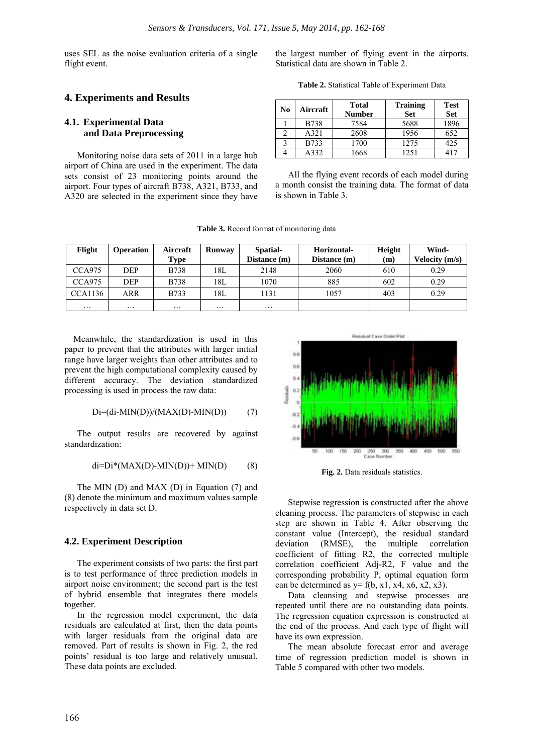uses SEL as the noise evaluation criteria of a single flight event.

## 4. Experiments and Results

### 4.1. Experimental Data and Data Preprocessing

Monitoring noise data sets of 2011 in a large hub airport of China are used in the experiment. The data sets consist of 23 monitoring points around the airport. Four types of aircraft B738, A321, B733, and A320 are selected in the experiment since they have the largest number of flying event in the airports. Statistical data are shown in Table 2.

**Table 2.** Statistical Table of Experiment Data

| No | Aircraft | Total Number | Training Set | Test Set |
|---|---|---|---|---|
| 1 | B738 | 7584 | 5688 | 1896 |
| 2 | A321 | 2608 | 1956 | 652 |
| 3 | B733 | 1700 | 1275 | 425 |
| 4 | A332 | 1668 | 1251 | 417 |

All the flying event records of each model during a month consist the training data. The format of data is shown in Table 3.

**Table 3.** Record format of monitoring data

| Flight | Operation | Aircraft Type | Runway | Spatial-Distance (m) | Horizontal-Distance (m) | Height (m) | Wind-Velocity (m/s) |
|---|---|---|---|---|---|---|---|
| CCA975 | DEP | B738 | 18L | 2148 | 2060 | 610 | 0.29 |
| CCA975 | DEP | B738 | 18L | 1070 | 885 | 602 | 0.29 |
| CCA1136 | ARR | B733 | 18L | 1131 | 1057 | 403 | 0.29 |
| … | … | … | … | … | | | |

Meanwhile, the standardization is used in this paper to prevent that the attributes with larger initial range have larger weights than other attributes and to prevent the high computational complexity caused by different accuracy. The deviation standardized processing is used in process the raw data:

$$D_i=(d_i-MIN(D))/(MAX(D)-MIN(D)) \qquad (7)$$

The output results are recovered by against standardization:

$$d_i=D_i*(MAX(D)-MIN(D))+ MIN(D) \qquad (8)$$

The MIN (D) and MAX (D) in Equation (7) and (8) denote the minimum and maximum values sample respectively in data set D.

### 4.2. Experiment Description

The experiment consists of two parts: the first part is to test performance of three prediction models in airport noise environment; the second part is the test of hybrid ensemble that integrates there models together.

In the regression model experiment, the data residuals are calculated at first, then the data points with larger residuals from the original data are removed. Part of results is shown in Fig. 2, the red points' residual is too large and relatively unusual. These data points are excluded.

**Fig. 2.** Data residuals statistics.

Stepwise regression is constructed after the above cleaning process. The parameters of stepwise in each step are shown in Table 4. After observing the constant value (Intercept), the residual standard deviation (RMSE), the multiple correlation coefficient of fitting R2, the corrected multiple correlation coefficient Adj-R2, F value and the corresponding probability P, optimal equation form can be determined as $y= f(b, x1, x4, x6, x2, x3)$.

Data cleansing and stepwise processes are repeated until there are no outstanding data points. The regression equation expression is constructed at the end of the process. And each type of flight will have its own expression.

The mean absolute forecast error and average time of regression prediction model is shown in Table 5 compared with other two models.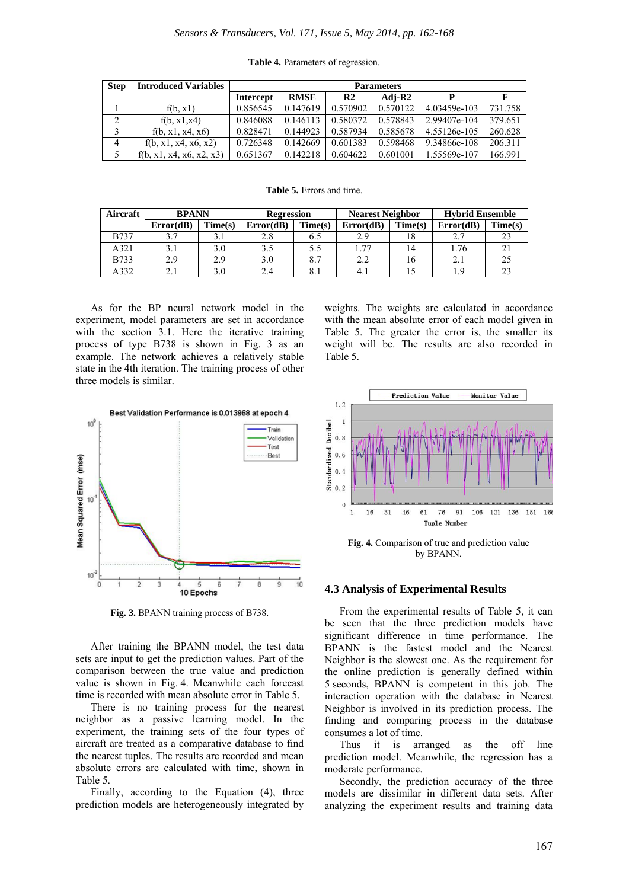**Table 4.** Parameters of regression.

| Step | Introduced Variables | Parameters | | | | | |
|---|---|---|---|---|---|---|---|
| | | Intercept | RMSE | R2 | Adj-R2 | P | F |
| 1 | f(b, x1) | 0.856545 | 0.147619 | 0.570902 | 0.570122 | 4.03459e-103 | 731.758 |
| 2 | f(b, x1,x4) | 0.846088 | 0.146113 | 0.580372 | 0.578843 | 2.99407e-104 | 379.651 |
| 3 | f(b, x1, x4, x6) | 0.828471 | 0.144923 | 0.587934 | 0.585678 | 4.55126e-105 | 260.628 |
| 4 | f(b, x1, x4, x6, x2) | 0.726348 | 0.142669 | 0.601383 | 0.598468 | 9.34866e-108 | 206.311 |
| 5 | f(b, x1, x4, x6, x2, x3) | 0.651367 | 0.142218 | 0.604622 | 0.601001 | 1.55569e-107 | 166.991 |

**Table 5.** Errors and time.

| Aircraft | BPANN | | Regression | | Nearest Neighbor | | Hybrid Ensemble | |
|---|---|---|---|---|---|---|---|---|
| | Error(dB) | Time(s) | Error(dB) | Time(s) | Error(dB) | Time(s) | Error(dB) | Time(s) |
| B737 | 3.7 | 3.1 | 2.8 | 6.5 | 2.9 | 18 | 2.7 | 23 |
| A321 | 3.1 | 3.0 | 3.5 | 5.5 | 1.77 | 14 | 1.76 | 21 |
| B733 | 2.9 | 2.9 | 3.0 | 8.7 | 2.2 | 16 | 2.1 | 25 |
| A332 | 2.1 | 3.0 | 2.4 | 8.1 | 4.1 | 15 | 1.9 | 23 |

As for the BP neural network model in the experiment, model parameters are set in accordance with the section 3.1. Here the iterative training process of type B738 is shown in Fig. 3 as an example. The network achieves a relatively stable state in the 4th iteration. The training process of other three models is similar.

**Fig. 3.** BPANN training process of B738.

After training the BPANN model, the test data sets are input to get the prediction values. Part of the comparison between the true value and prediction value is shown in Fig. 4. Meanwhile each forecast time is recorded with mean absolute error in Table 5.

There is no training process for the nearest neighbor as a passive learning model. In the experiment, the training sets of the four types of aircraft are treated as a comparative database to find the nearest tuples. The results are recorded and mean absolute errors are calculated with time, shown in Table 5.

Finally, according to the Equation (4), three prediction models are heterogeneously integrated by weights. The weights are calculated in accordance with the mean absolute error of each model given in Table 5. The greater the error is, the smaller its weight will be. The results are also recorded in Table 5.

**Fig. 4.** Comparison of true and prediction value by BPANN.

## 4.3 Analysis of Experimental Results

From the experimental results of Table 5, it can be seen that the three prediction models have significant difference in time performance. The BPANN is the fastest model and the Nearest Neighbor is the slowest one. As the requirement for the online prediction is generally defined within 5 seconds, BPANN is competent in this job. The interaction operation with the database in Nearest Neighbor is involved in its prediction process. The finding and comparing process in the database consumes a lot of time.

Thus it is arranged as the off line prediction model. Meanwhile, the regression has a moderate performance.

Secondly, the prediction accuracy of the three models are dissimilar in different data sets. After analyzing the experiment results and training data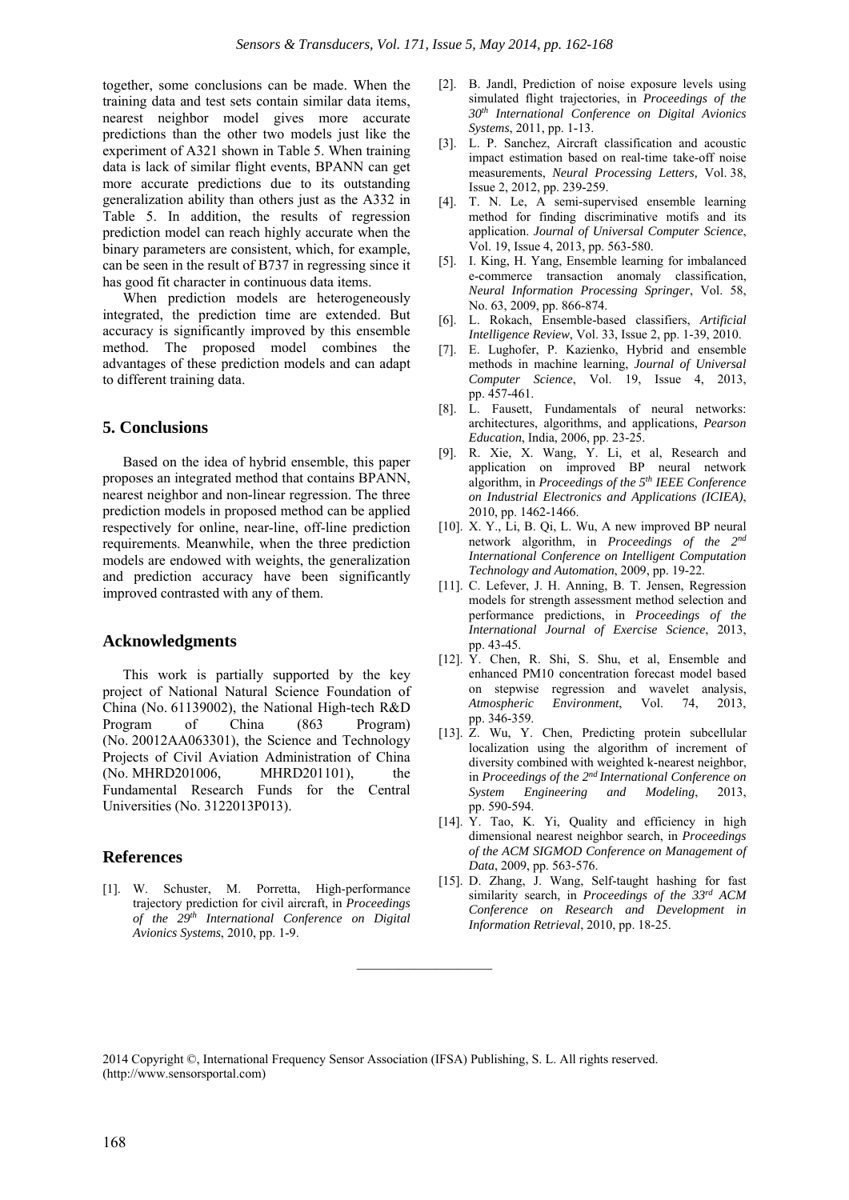together, some conclusions can be made. When the training data and test sets contain similar data items, nearest neighbor model gives more accurate predictions than the other two models just like the experiment of A321 shown in Table 5. When training data is lack of similar flight events, BPANN can get more accurate predictions due to its outstanding generalization ability than others just as the A332 in Table 5. In addition, the results of regression prediction model can reach highly accurate when the binary parameters are consistent, which, for example, can be seen in the result of B737 in regressing since it has good fit character in continuous data items.

When prediction models are heterogeneously integrated, the prediction time are extended. But accuracy is significantly improved by this ensemble method. The proposed model combines the advantages of these prediction models and can adapt to different training data.

## 5. Conclusions

Based on the idea of hybrid ensemble, this paper proposes an integrated method that contains BPANN, nearest neighbor and non-linear regression. The three prediction models in proposed method can be applied respectively for online, near-line, off-line prediction requirements. Meanwhile, when the three prediction models are endowed with weights, the generalization and prediction accuracy have been significantly improved contrasted with any of them.

## Acknowledgments

This work is partially supported by the key project of National Natural Science Foundation of China (No. 61139002), the National High-tech R&D Program of China (863 Program) (No. 20012AA063301), the Science and Technology Projects of Civil Aviation Administration of China (No. MHRD201006, MHRD201101), the Fundamental Research Funds for the Central Universities (No. 3122013P013).

## References

[1]. W. Schuster, M. Porretta, High-performance trajectory prediction for civil aircraft, in *Proceedings of the 29th International Conference on Digital Avionics Systems*, 2010, pp. 1-9.

[2]. B. Jandl, Prediction of noise exposure levels using simulated flight trajectories, in *Proceedings of the 30th International Conference on Digital Avionics Systems*, 2011, pp. 1-13.

[3]. L. P. Sanchez, Aircraft classification and acoustic impact estimation based on real-time take-off noise measurements, *Neural Processing Letters,* Vol. 38, Issue 2, 2012, pp. 239-259.

[4]. T. N. Le, A semi-supervised ensemble learning method for finding discriminative motifs and its application. *Journal of Universal Computer Science*, Vol. 19, Issue 4, 2013, pp. 563-580.

[5]. I. King, H. Yang, Ensemble learning for imbalanced e-commerce transaction anomaly classification, *Neural Information Processing Springer*, Vol. 58, No. 63, 2009, pp. 866-874.

[6]. L. Rokach, Ensemble-based classifiers, *Artificial Intelligence Review*, Vol. 33, Issue 2, pp. 1-39, 2010.

[7]. E. Lughofer, P. Kazienko, Hybrid and ensemble methods in machine learning, *Journal of Universal Computer Science*, Vol. 19, Issue 4, 2013, pp. 457-461.

[8]. L. Fausett, Fundamentals of neural networks: architectures, algorithms, and applications, *Pearson Education*, India, 2006, pp. 23-25.

[9]. R. Xie, X. Wang, Y. Li, et al, Research and application on improved BP neural network algorithm, in *Proceedings of the 5th IEEE Conference on Industrial Electronics and Applications (ICIEA)*, 2010, pp. 1462-1466.

[10]. X. Y., Li, B. Qi, L. Wu, A new improved BP neural network algorithm, in *Proceedings of the 2nd International Conference on Intelligent Computation Technology and Automation*, 2009, pp. 19-22.

[11]. C. Lefever, J. H. Anning, B. T. Jensen, Regression models for strength assessment method selection and performance predictions, in *Proceedings of the International Journal of Exercise Science*, 2013, pp. 43-45.

[12]. Y. Chen, R. Shi, S. Shu, et al, Ensemble and enhanced PM10 concentration forecast model based on stepwise regression and wavelet analysis, *Atmospheric Environment*, Vol. 74, 2013, pp. 346-359.

[13]. Z. Wu, Y. Chen, Predicting protein subcellular localization using the algorithm of increment of diversity combined with weighted k-nearest neighbor, in *Proceedings of the 2nd International Conference on System Engineering and Modeling*, 2013, pp. 590-594.

[14]. Y. Tao, K. Yi, Quality and efficiency in high dimensional nearest neighbor search, in *Proceedings of the ACM SIGMOD Conference on Management of Data*, 2009, pp. 563-576.

[15]. D. Zhang, J. Wang, Self-taught hashing for fast similarity search, in *Proceedings of the 33rd ACM Conference on Research and Development in Information Retrieval*, 2010, pp. 18-25.

---

2014 Copyright ©, International Frequency Sensor Association (IFSA) Publishing, S. L. All rights reserved. (http://www.sensorsportal.com)